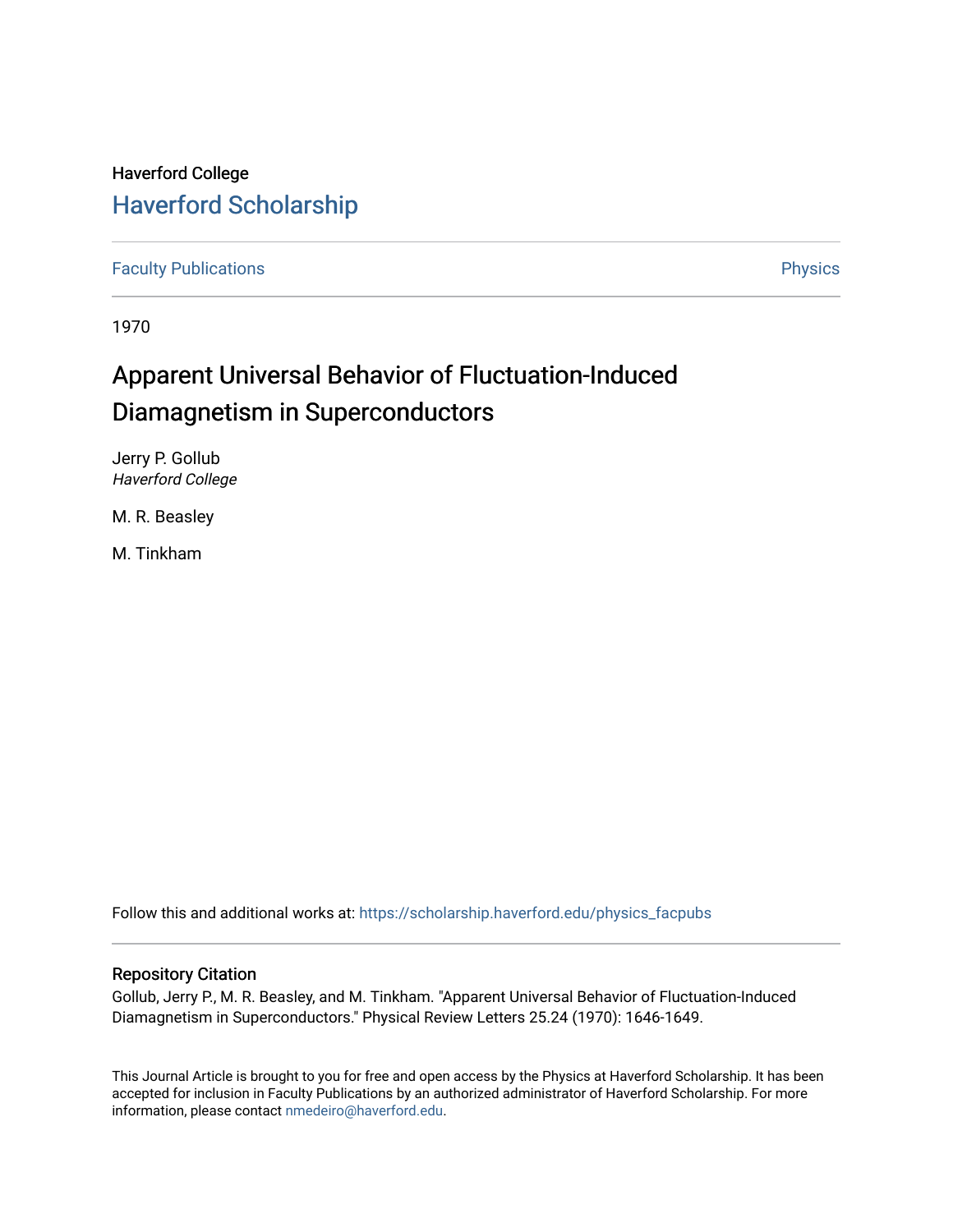Haverford College

# Haverford Scholarship

Faculty Publications | Physics

1970

## Apparent Universal Behavior of Fluctuation-Induced Diamagnetism in Superconductors

Jerry P. Gollub
*Haverford College*

M. R. Beasley

M. Tinkham

Follow this and additional works at: https://scholarship.haverford.edu/physics_facpubs

### Repository Citation

Gollub, Jerry P., M. R. Beasley, and M. Tinkham. "Apparent Universal Behavior of Fluctuation-Induced Diamagnetism in Superconductors." Physical Review Letters 25.24 (1970): 1646-1649.

This Journal Article is brought to you for free and open access by the Physics at Haverford Scholarship. It has been accepted for inclusion in Faculty Publications by an authorized administrator of Haverford Scholarship. For more information, please contact nmedeiro@haverford.edu.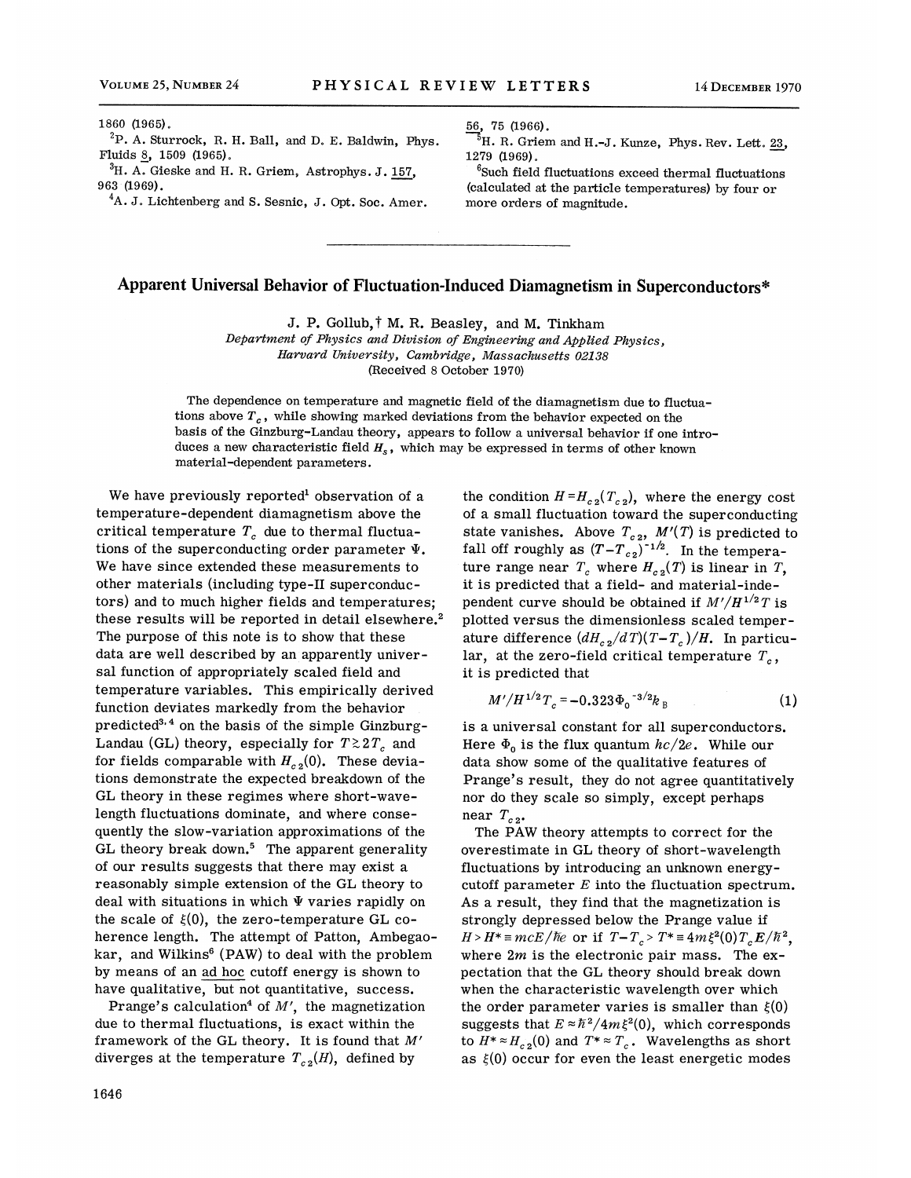1860 (1965).

[2]P. A. Sturrock, R. H. Ball, and D. E. Baldwin, Phys. Fluids 8, 1509 (1965).

[3]H. A. Gieske and H. R. Griem, Astrophys. J. 157, 963 (1969).

[4]A. J. Lichtenberg and S. Sesnic, J. Opt. Soc. Amer. 56, 75 (1966).

[5]H. R. Griem and H.-J. Kunze, Phys. Rev. Lett. 23, 1279 (1969).

[6]Such field fluctuations exceed thermal fluctuations (calculated at the particle temperatures) by four or more orders of magnitude.

---

# Apparent Universal Behavior of Fluctuation-Induced Diamagnetism in Superconductors*

J. P. Gollub,† M. R. Beasley, and M. Tinkham

*Department of Physics and Division of Engineering and Applied Physics, Harvard University, Cambridge, Massachusetts 02138*

(Received 8 October 1970)

The dependence on temperature and magnetic field of the diamagnetism due to fluctuations above $T_c$, while showing marked deviations from the behavior expected on the basis of the Ginzburg-Landau theory, appears to follow a universal behavior if one introduces a new characteristic field $H_s$, which may be expressed in terms of other known material-dependent parameters.

We have previously reported[1] observation of a temperature-dependent diamagnetism above the critical temperature $T_c$ due to thermal fluctuations of the superconducting order parameter $\Psi$. We have since extended these measurements to other materials (including type-II superconductors) and to much higher fields and temperatures; these results will be reported in detail elsewhere.[2] The purpose of this note is to show that these data are well described by an apparently universal function of appropriately scaled field and temperature variables. This empirically derived function deviates markedly from the behavior predicted[3,4] on the basis of the simple Ginzburg-Landau (GL) theory, especially for $T \gtrsim 2T_c$ and for fields comparable with $H_{c2}(0)$. These deviations demonstrate the expected breakdown of the GL theory in these regimes where short-wavelength fluctuations dominate, and where consequently the slow-variation approximations of the GL theory break down.[5] The apparent generality of our results suggests that there may exist a reasonably simple extension of the GL theory to deal with situations in which $\Psi$ varies rapidly on the scale of $\xi(0)$, the zero-temperature GL coherence length. The attempt of Patton, Ambegaokar, and Wilkins[6] (PAW) to deal with the problem by means of an ad hoc cutoff energy is shown to have qualitative, but not quantitative, success.

Prange's calculation[4] of $M'$, the magnetization due to thermal fluctuations, is exact within the framework of the GL theory. It is found that $M'$ diverges at the temperature $T_{c2}(H)$, defined by the condition $H = H_{c2}(T_{c2})$, where the energy cost of a small fluctuation toward the superconducting state vanishes. Above $T_{c2}$, $M'(T)$ is predicted to fall off roughly as $(T-T_{c2})^{-1/2}$. In the temperature range near $T_c$ where $H_{c2}(T)$ is linear in $T$, it is predicted that a field- and material-independent curve should be obtained if $M'/H^{1/2}T$ is plotted versus the dimensionless scaled temperature difference $(dH_{c2}/dT)(T-T_c)/H$. In particular, at the zero-field critical temperature $T_c$, it is predicted that

$$M'/H^{1/2}T_c = -0.323\Phi_0^{-3/2}k_B \tag{1}$$

is a universal constant for all superconductors. Here $\Phi_0$ is the flux quantum $hc/2e$. While our data show some of the qualitative features of Prange's result, they do not agree quantitatively nor do they scale so simply, except perhaps near $T_{c2}$.

The PAW theory attempts to correct for the overestimate in GL theory of short-wavelength fluctuations by introducing an unknown energy-cutoff parameter $E$ into the fluctuation spectrum. As a result, they find that the magnetization is strongly depressed below the Prange value if $H > H^* \equiv mcE/\hbar e$ or if $T - T_c > T^* \equiv 4m\xi^2(0)T_cE/\hbar^2$, where $2m$ is the electronic pair mass. The expectation that the GL theory should break down when the characteristic wavelength over which the order parameter varies is smaller than $\xi(0)$ suggests that $E \approx \hbar^2/4m\xi^2(0)$, which corresponds to $H^* \approx H_{c2}(0)$ and $T^* \approx T_c$. Wavelengths as short as $\xi(0)$ occur for even the least energetic modes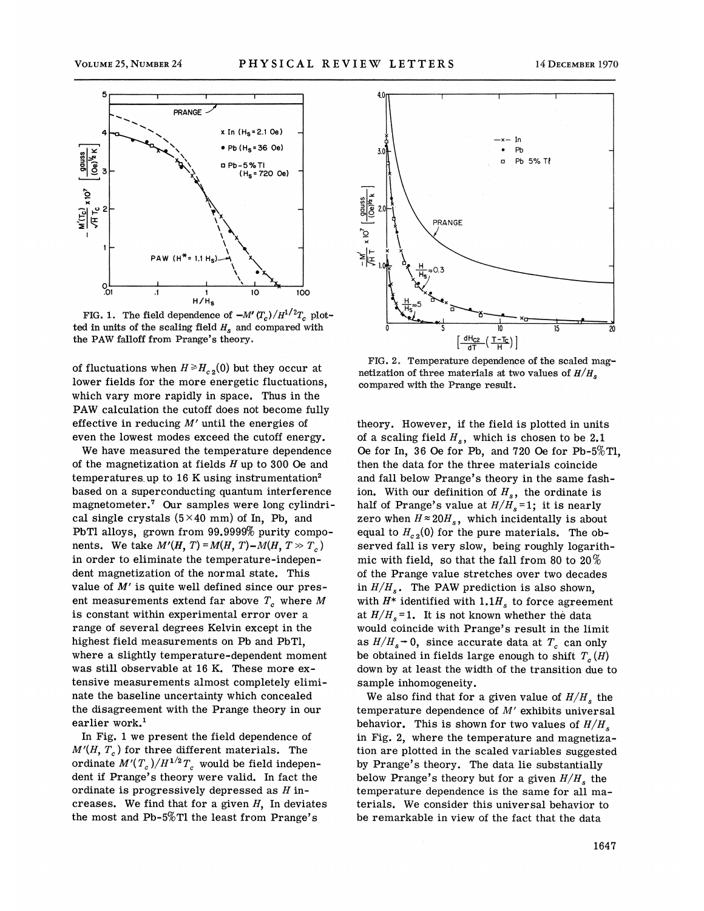FIG. 1. The field dependence of $-M'(T_c)/H^{1/2}T_c$ plotted in units of the scaling field $H_s$ and compared with the PAW falloff from Prange's theory.

FIG. 2. Temperature dependence of the scaled magnetization of three materials at two values of $H/H_s$ compared with the Prange result.

of fluctuations when $H \geq H_{c2}(0)$ but they occur at lower fields for the more energetic fluctuations, which vary more rapidly in space. Thus in the PAW calculation the cutoff does not become fully effective in reducing $M'$ until the energies of even the lowest modes exceed the cutoff energy.

We have measured the temperature dependence of the magnetization at fields $H$ up to 300 Oe and temperatures up to 16 K using instrumentation[2] based on a superconducting quantum interference magnetometer.[7] Our samples were long cylindrical single crystals (5×40 mm) of In, Pb, and PbTl alloys, grown from 99.9999% purity components. We take $M'(H, T) = M(H, T) - M(H, T \gg T_c)$ in order to eliminate the temperature-independent magnetization of the normal state. This value of $M'$ is quite well defined since our present measurements extend far above $T_c$ where $M$ is constant within experimental error over a range of several degrees Kelvin except in the highest field measurements on Pb and PbTl, where a slightly temperature-dependent moment was still observable at 16 K. These more extensive measurements almost completely eliminate the baseline uncertainty which concealed the disagreement with the Prange theory in our earlier work.[1]

In Fig. 1 we present the field dependence of $M'(H, T_c)$ for three different materials. The ordinate $M'(T_c)/H^{1/2}T_c$ would be field independent if Prange's theory were valid. In fact the ordinate is progressively depressed as $H$ increases. We find that for a given $H$, In deviates the most and Pb-5%Tl the least from Prange's theory. However, if the field is plotted in units of a scaling field $H_s$, which is chosen to be 2.1 Oe for In, 36 Oe for Pb, and 720 Oe for Pb-5%Tl, then the data for the three materials coincide and fall below Prange's theory in the same fashion. With our definition of $H_s$, the ordinate is half of Prange's value at $H/H_s = 1$; it is nearly zero when $H \approx 20H_s$, which incidentally is about equal to $H_{c2}(0)$ for the pure materials. The observed fall is very slow, being roughly logarithmic with field, so that the fall from 80 to 20% of the Prange value stretches over two decades in $H/H_s$. The PAW prediction is also shown, with $H^*$ identified with $1.1H_s$ to force agreement at $H/H_s = 1$. It is not known whether the data would coincide with Prange's result in the limit as $H/H_s \to 0$, since accurate data at $T_c$ can only be obtained in fields large enough to shift $T_c(H)$ down by at least the width of the transition due to sample inhomogeneity.

We also find that for a given value of $H/H_s$ the temperature dependence of $M'$ exhibits universal behavior. This is shown for two values of $H/H_s$ in Fig. 2, where the temperature and magnetization are plotted in the scaled variables suggested by Prange's theory. The data lie substantially below Prange's theory but for a given $H/H_s$ the temperature dependence is the same for all materials. We consider this universal behavior to be remarkable in view of the fact that the data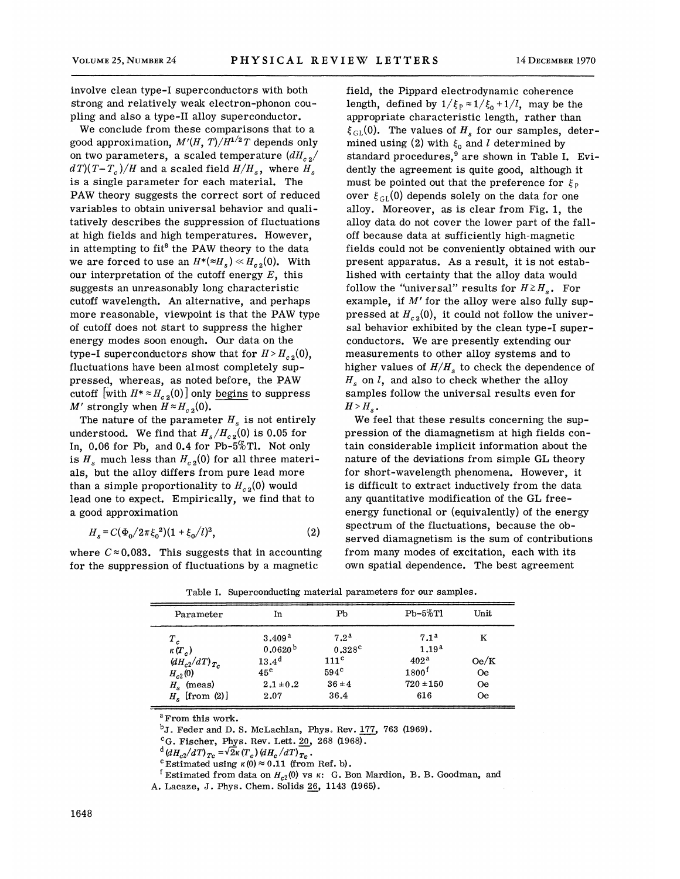involve clean type-I superconductors with both strong and relatively weak electron-phonon coupling and also a type-II alloy superconductor.

We conclude from these comparisons that to a good approximation, $M'(H,T)/H^{1/2}T$ depends only on two parameters, a scaled temperature $(dH_{c2}/dT)(T-T_c)/H$ and a scaled field $H/H_s$, where $H_s$ is a single parameter for each material. The PAW theory suggests the correct sort of reduced variables to obtain universal behavior and qualitatively describes the suppression of fluctuations at high fields and high temperatures. However, in attempting to fit[8] the PAW theory to the data we are forced to use an $H^*(\approx H_s) \ll H_{c2}(0)$. With our interpretation of the cutoff energy $E$, this suggests an unreasonably long characteristic cutoff wavelength. An alternative, and perhaps more reasonable, viewpoint is that the PAW type of cutoff does not start to suppress the higher energy modes soon enough. Our data on the type-I superconductors show that for $H > H_{c2}(0)$, fluctuations have been almost completely suppressed, whereas, as noted before, the PAW cutoff [with $H^* \approx H_{c2}(0)$] only begins to suppress $M'$ strongly when $H \approx H_{c2}(0)$.

The nature of the parameter $H_s$ is not entirely understood. We find that $H_s/H_{c2}(0)$ is 0.05 for In, 0.06 for Pb, and 0.4 for Pb-5%Tl. Not only is $H_s$ much less than $H_{c2}(0)$ for all three materials, but the alloy differs from pure lead more than a simple proportionality to $H_{c2}(0)$ would lead one to expect. Empirically, we find that to a good approximation

$$H_s = C(\Phi_0/2\pi\xi_0^2)(1+\xi_0/l)^2, \tag{2}$$

where $C \approx 0.083$. This suggests that in accounting for the suppression of fluctuations by a magnetic field, the Pippard electrodynamic coherence length, defined by $1/\xi_P \approx 1/\xi_0 + 1/l$, may be the appropriate characteristic length, rather than $\xi_{GL}(0)$. The values of $H_s$ for our samples, determined using (2) with $\xi_0$ and $l$ determined by standard procedures,[9] are shown in Table I. Evidently the agreement is quite good, although it must be pointed out that the preference for $\xi_P$ over $\xi_{GL}(0)$ depends solely on the data for one alloy. Moreover, as is clear from Fig. 1, the alloy data do not cover the lower part of the falloff because data at sufficiently high magnetic fields could not be conveniently obtained with our present apparatus. As a result, it is not established with certainty that the alloy data would follow the "universal" results for $H \gtrsim H_s$. For example, if $M'$ for the alloy were also fully suppressed at $H_{c2}(0)$, it could not follow the universal behavior exhibited by the clean type-I superconductors. We are presently extending our measurements to other alloy systems and to higher values of $H/H_s$ to check the dependence of $H_s$ on $l$, and also to check whether the alloy samples follow the universal results even for $H > H_s$.

We feel that these results concerning the suppression of the diamagnetism at high fields contain considerable implicit information about the nature of the deviations from simple GL theory for short-wavelength phenomena. However, it is difficult to extract inductively from the data any quantitative modification of the GL free-energy functional or (equivalently) of the energy spectrum of the fluctuations, because the observed diamagnetism is the sum of contributions from many modes of excitation, each with its own spatial dependence. The best agreement

Table I. Superconducting material parameters for our samples.

| Parameter | In | Pb | Pb-5%Tl | Unit |
|---|---|---|---|---|
| $T_c$ | 3.409[a] | 7.2[a] | 7.1[a] | K |
| $\kappa(T_c)$ | 0.0620[b] | 0.328[c] | 1.19[a] | |
| $(dH_{c2}/dT)_{T_c}$ | 13.4[d] | 111[c] | 402[a] | Oe/K |
| $H_{c2}(0)$ | 45[e] | 594[c] | 1800[f] | Oe |
| $H_s$ (meas) | $2.1 \pm 0.2$ | $36 \pm 4$ | $720 \pm 150$ | Oe |
| $H_s$ [from (2)] | 2.07 | 36.4 | 616 | Oe |

[a] From this work.

[b] J. Feder and D. S. McLachlan, Phys. Rev. 177, 763 (1969).

[c] G. Fischer, Phys. Rev. Lett. 20, 268 (1968).

[d] $(dH_{c2}/dT)_{T_c} = \sqrt{2}\kappa(T_c)(dH_c/dT)_{T_c}$.

[e] Estimated using $\kappa(0) \approx 0.11$ (from Ref. b).

[f] Estimated from data on $H_{c2}(0)$ vs $\kappa$: G. Bon Mardion, B. B. Goodman, and A. Lacaze, J. Phys. Chem. Solids 26, 1143 (1965).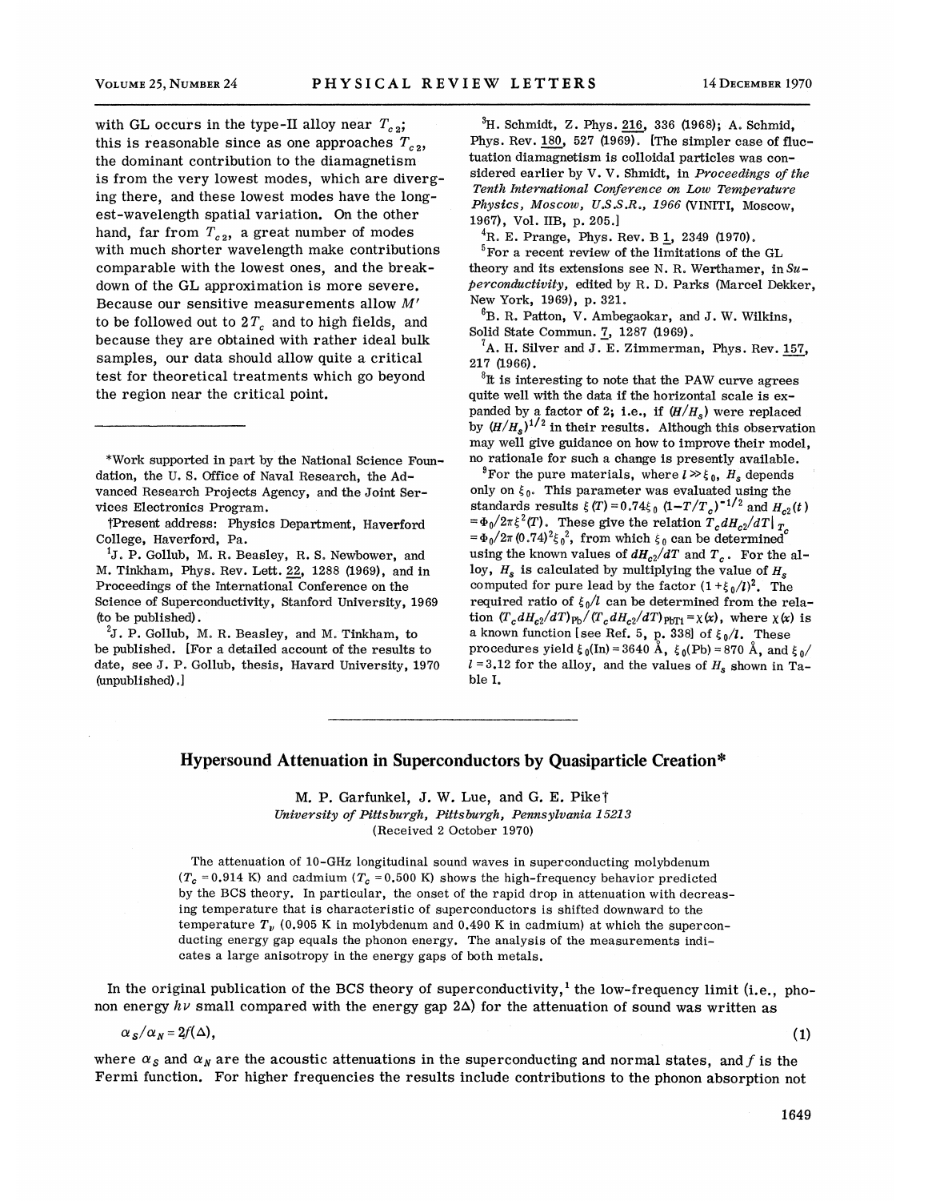with GL occurs in the type-II alloy near $T_{c2}$; this is reasonable since as one approaches $T_{c2}$, the dominant contribution to the diamagnetism is from the very lowest modes, which are diverging there, and these lowest modes have the longest-wavelength spatial variation. On the other hand, far from $T_{c2}$, a great number of modes with much shorter wavelength make contributions comparable with the lowest ones, and the breakdown of the GL approximation is more severe. Because our sensitive measurements allow $M'$ to be followed out to $2T_c$ and to high fields, and because they are obtained with rather ideal bulk samples, our data should allow quite a critical test for theoretical treatments which go beyond the region near the critical point.

---

*Work supported in part by the National Science Foundation, the U. S. Office of Naval Research, the Advanced Research Projects Agency, and the Joint Services Electronics Program.

†Present address: Physics Department, Haverford College, Haverford, Pa.

[1]J. P. Gollub, M. R. Beasley, R. S. Newbower, and M. Tinkham, Phys. Rev. Lett. 22, 1288 (1969), and in Proceedings of the International Conference on the Science of Superconductivity, Stanford University, 1969 (to be published).

[2]J. P. Gollub, M. R. Beasley, and M. Tinkham, to be published. [For a detailed account of the results to date, see J. P. Gollub, thesis, Havard University, 1970 (unpublished).]

[3]H. Schmidt, Z. Phys. 216, 336 (1968); A. Schmid, Phys. Rev. 180, 527 (1969). [The simpler case of fluctuation diamagnetism is colloidal particles was considered earlier by V. V. Shmidt, in *Proceedings of the Tenth International Conference on Low Temperature Physics, Moscow, U.S.S.R., 1966* (VINITI, Moscow, 1967), Vol. IIB, p. 205.]

[4]R. E. Prange, Phys. Rev. B 1, 2349 (1970).

[5]For a recent review of the limitations of the GL theory and its extensions see N. R. Werthamer, in *Superconductivity*, edited by R. D. Parks (Marcel Dekker, New York, 1969), p. 321.

[6]B. R. Patton, V. Ambegaokar, and J. W. Wilkins, Solid State Commun. 7, 1287 (1969).

[7]A. H. Silver and J. E. Zimmerman, Phys. Rev. 157, 217 (1966).

[8]It is interesting to note that the PAW curve agrees quite well with the data if the horizontal scale is expanded by a factor of 2; i.e., if $(H/H_s)$ were replaced by $(H/H_s)^{1/2}$ in their results. Although this observation may well give guidance on how to improve their model, no rationale for such a change is presently available.

[9]For the pure materials, where $l \gg \xi_0$, $H_s$ depends only on $\xi_0$. This parameter was evaluated using the standards results $\xi(T) = 0.74\xi_0(1-T/T_c)^{-1/2}$ and $H_{c2}(t) = \Phi_0/2\pi\xi^2(T)$. These give the relation $T_c dH_{c2}/dT|_{T_c} = \Phi_0/2\pi(0.74)^2\xi_0^2$, from which $\xi_0$ can be determined using the known values of $dH_{c2}/dT$ and $T_c$. For the alloy, $H_s$ is calculated by multiplying the value of $H_s$ computed for pure lead by the factor $(1+\xi_0/l)^2$. The required ratio of $\xi_0/l$ can be determined from the relation $(T_c dH_{c2}/dT)_{\text{Pb}}/(T_c dH_{c2}/dT)_{\text{PbTl}} = \chi(x)$, where $\chi(x)$ is a known function [see Ref. 5, p. 338] of $\xi_0/l$. These procedures yield $\xi_0(\text{In}) = 3640$ Å, $\xi_0(\text{Pb}) = 870$ Å, and $\xi_0/l = 3.12$ for the alloy, and the values of $H_s$ shown in Table I.

---

# Hypersound Attenuation in Superconductors by Quasiparticle Creation*

M. P. Garfunkel, J. W. Lue, and G. E. Pike†
*University of Pittsburgh, Pittsburgh, Pennsylvania 15213*
(Received 2 October 1970)

The attenuation of 10-GHz longitudinal sound waves in superconducting molybdenum ($T_c = 0.914$ K) and cadmium ($T_c = 0.500$ K) shows the high-frequency behavior predicted by the BCS theory. In particular, the onset of the rapid drop in attenuation with decreasing temperature that is characteristic of superconductors is shifted downward to the temperature $T_\nu$ (0.905 K in molybdenum and 0.490 K in cadmium) at which the superconducting energy gap equals the phonon energy. The analysis of the measurements indicates a large anisotropy in the energy gaps of both metals.

In the original publication of the BCS theory of superconductivity,[1] the low-frequency limit (i.e., phonon energy $h\nu$ small compared with the energy gap $2\Delta$) for the attenuation of sound was written as

$$\alpha_S/\alpha_N = 2f(\Delta), \tag{1}$$

where $\alpha_S$ and $\alpha_N$ are the acoustic attenuations in the superconducting and normal states, and $f$ is the Fermi function. For higher frequencies the results include contributions to the phonon absorption not